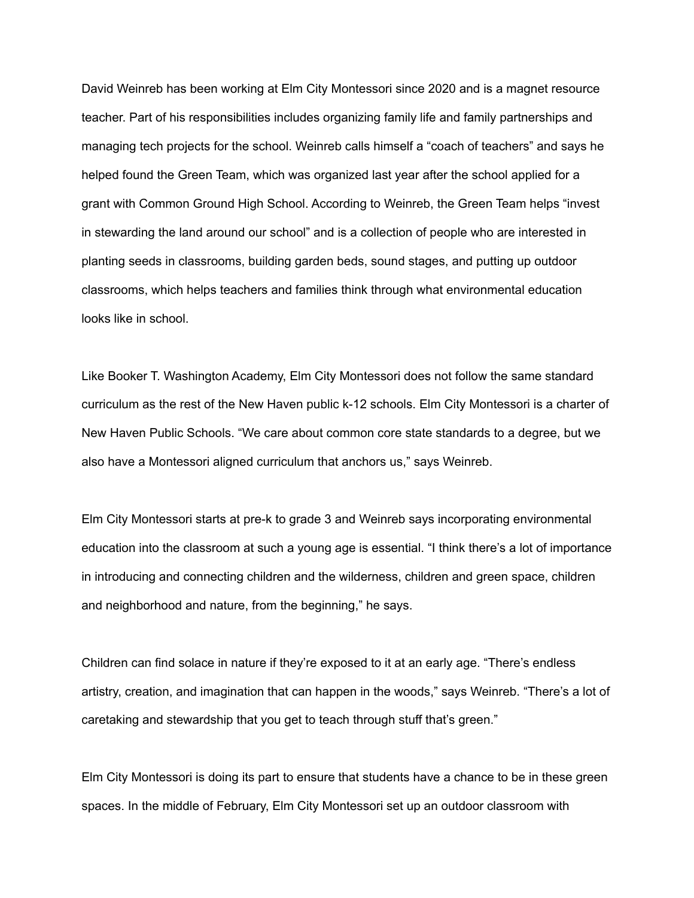David Weinreb has been working at Elm City Montessori since 2020 and is a magnet resource teacher. Part of his responsibilities includes organizing family life and family partnerships and managing tech projects for the school. Weinreb calls himself a "coach of teachers" and says he helped found the Green Team, which was organized last year after the school applied for a grant with Common Ground High School. According to Weinreb, the Green Team helps "invest in stewarding the land around our school" and is a collection of people who are interested in planting seeds in classrooms, building garden beds, sound stages, and putting up outdoor classrooms, which helps teachers and families think through what environmental education looks like in school.

Like Booker T. Washington Academy, Elm City Montessori does not follow the same standard curriculum as the rest of the New Haven public k-12 schools. Elm City Montessori is a charter of New Haven Public Schools. "We care about common core state standards to a degree, but we also have a Montessori aligned curriculum that anchors us," says Weinreb.

Elm City Montessori starts at pre-k to grade 3 and Weinreb says incorporating environmental education into the classroom at such a young age is essential. "I think there's a lot of importance in introducing and connecting children and the wilderness, children and green space, children and neighborhood and nature, from the beginning," he says.

Children can find solace in nature if they're exposed to it at an early age. "There's endless artistry, creation, and imagination that can happen in the woods," says Weinreb. "There's a lot of caretaking and stewardship that you get to teach through stuff that's green."

Elm City Montessori is doing its part to ensure that students have a chance to be in these green spaces. In the middle of February, Elm City Montessori set up an outdoor classroom with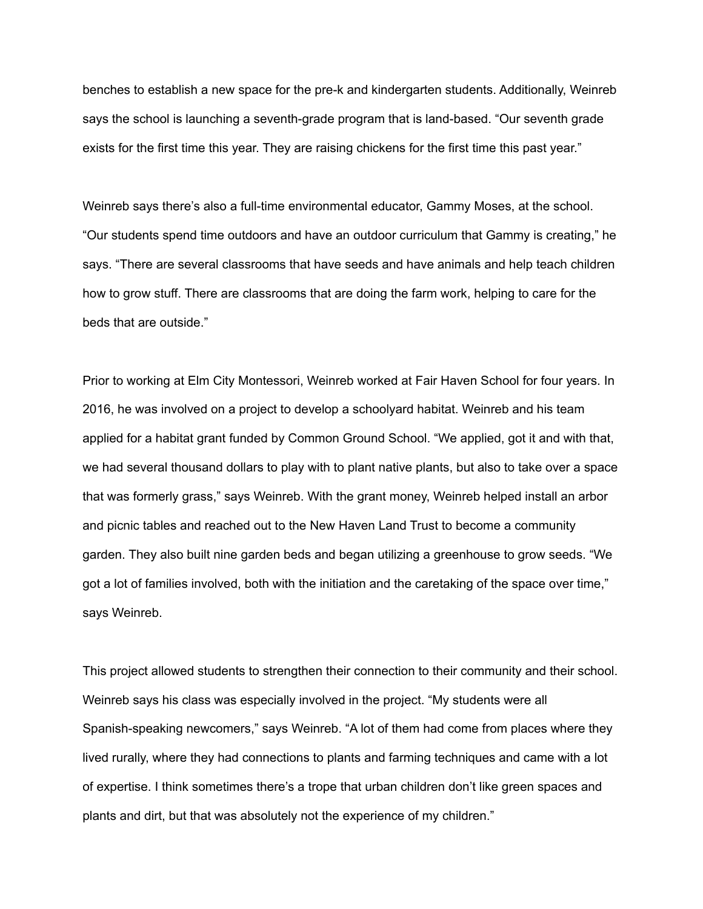benches to establish a new space for the pre-k and kindergarten students. Additionally, Weinreb says the school is launching a seventh-grade program that is land-based. “Our seventh grade exists for the first time this year. They are raising chickens for the first time this past year.”

Weinreb says there’s also a full-time environmental educator, Gammy Moses, at the school. “Our students spend time outdoors and have an outdoor curriculum that Gammy is creating,” he says. “There are several classrooms that have seeds and have animals and help teach children how to grow stuff. There are classrooms that are doing the farm work, helping to care for the beds that are outside.”

Prior to working at Elm City Montessori, Weinreb worked at Fair Haven School for four years. In 2016, he was involved on a project to develop a schoolyard habitat. Weinreb and his team applied for a habitat grant funded by Common Ground School. “We applied, got it and with that, we had several thousand dollars to play with to plant native plants, but also to take over a space that was formerly grass,” says Weinreb. With the grant money, Weinreb helped install an arbor and picnic tables and reached out to the New Haven Land Trust to become a community garden. They also built nine garden beds and began utilizing a greenhouse to grow seeds. “We got a lot of families involved, both with the initiation and the caretaking of the space over time,” says Weinreb.

This project allowed students to strengthen their connection to their community and their school. Weinreb says his class was especially involved in the project. “My students were all Spanish-speaking newcomers,” says Weinreb. “A lot of them had come from places where they lived rurally, where they had connections to plants and farming techniques and came with a lot of expertise. I think sometimes there’s a trope that urban children don’t like green spaces and plants and dirt, but that was absolutely not the experience of my children.”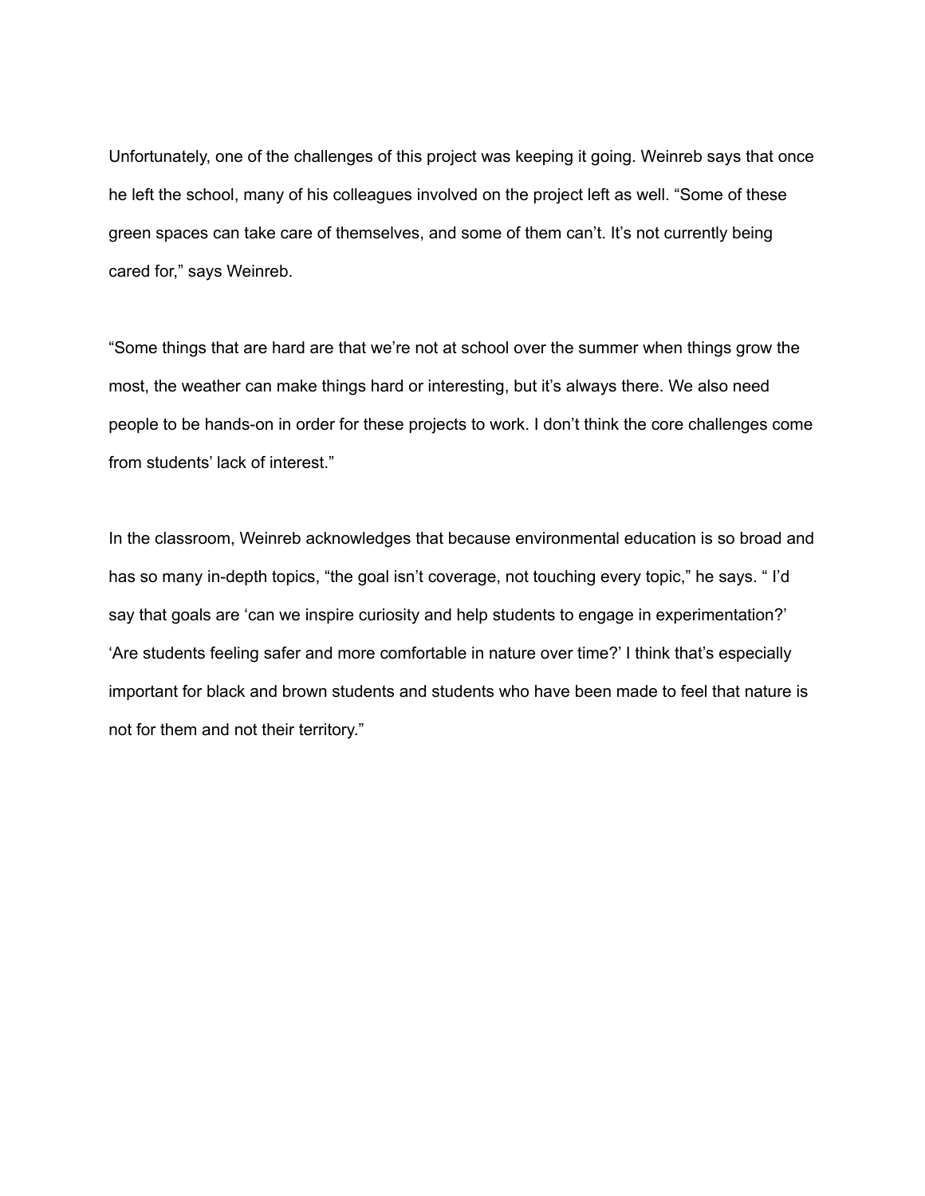Unfortunately, one of the challenges of this project was keeping it going. Weinreb says that once he left the school, many of his colleagues involved on the project left as well. “Some of these green spaces can take care of themselves, and some of them can’t. It’s not currently being cared for,” says Weinreb.

“Some things that are hard are that we’re not at school over the summer when things grow the most, the weather can make things hard or interesting, but it’s always there. We also need people to be hands-on in order for these projects to work. I don’t think the core challenges come from students’ lack of interest.”

In the classroom, Weinreb acknowledges that because environmental education is so broad and has so many in-depth topics, “the goal isn’t coverage, not touching every topic,” he says. “ I’d say that goals are ‘can we inspire curiosity and help students to engage in experimentation?’ ‘Are students feeling safer and more comfortable in nature over time?’ I think that’s especially important for black and brown students and students who have been made to feel that nature is not for them and not their territory.”